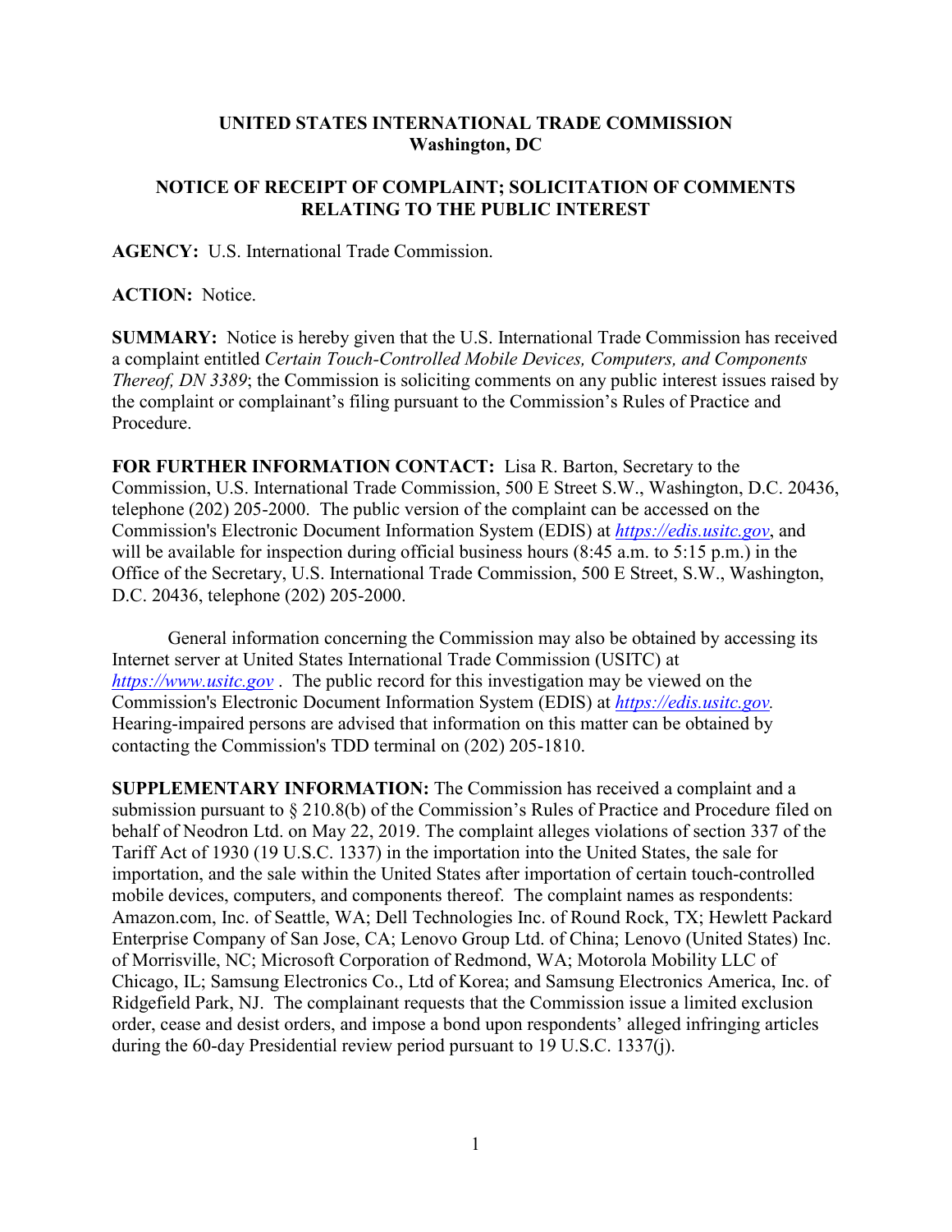**UNITED STATES INTERNATIONAL TRADE COMMISSION**
**Washington, DC**

**NOTICE OF RECEIPT OF COMPLAINT; SOLICITATION OF COMMENTS RELATING TO THE PUBLIC INTEREST**

**AGENCY:** U.S. International Trade Commission.

**ACTION:** Notice.

**SUMMARY:** Notice is hereby given that the U.S. International Trade Commission has received a complaint entitled *Certain Touch-Controlled Mobile Devices, Computers, and Components Thereof, DN 3389*; the Commission is soliciting comments on any public interest issues raised by the complaint or complainant's filing pursuant to the Commission's Rules of Practice and Procedure.

**FOR FURTHER INFORMATION CONTACT:** Lisa R. Barton, Secretary to the Commission, U.S. International Trade Commission, 500 E Street S.W., Washington, D.C. 20436, telephone (202) 205-2000. The public version of the complaint can be accessed on the Commission's Electronic Document Information System (EDIS) at *https://edis.usitc.gov*, and will be available for inspection during official business hours (8:45 a.m. to 5:15 p.m.) in the Office of the Secretary, U.S. International Trade Commission, 500 E Street, S.W., Washington, D.C. 20436, telephone (202) 205-2000.

General information concerning the Commission may also be obtained by accessing its Internet server at United States International Trade Commission (USITC) at *https://www.usitc.gov* . The public record for this investigation may be viewed on the Commission's Electronic Document Information System (EDIS) at *https://edis.usitc.gov.* Hearing-impaired persons are advised that information on this matter can be obtained by contacting the Commission's TDD terminal on (202) 205-1810.

**SUPPLEMENTARY INFORMATION:** The Commission has received a complaint and a submission pursuant to § 210.8(b) of the Commission's Rules of Practice and Procedure filed on behalf of Neodron Ltd. on May 22, 2019. The complaint alleges violations of section 337 of the Tariff Act of 1930 (19 U.S.C. 1337) in the importation into the United States, the sale for importation, and the sale within the United States after importation of certain touch-controlled mobile devices, computers, and components thereof. The complaint names as respondents: Amazon.com, Inc. of Seattle, WA; Dell Technologies Inc. of Round Rock, TX; Hewlett Packard Enterprise Company of San Jose, CA; Lenovo Group Ltd. of China; Lenovo (United States) Inc. of Morrisville, NC; Microsoft Corporation of Redmond, WA; Motorola Mobility LLC of Chicago, IL; Samsung Electronics Co., Ltd of Korea; and Samsung Electronics America, Inc. of Ridgefield Park, NJ. The complainant requests that the Commission issue a limited exclusion order, cease and desist orders, and impose a bond upon respondents' alleged infringing articles during the 60-day Presidential review period pursuant to 19 U.S.C. 1337(j).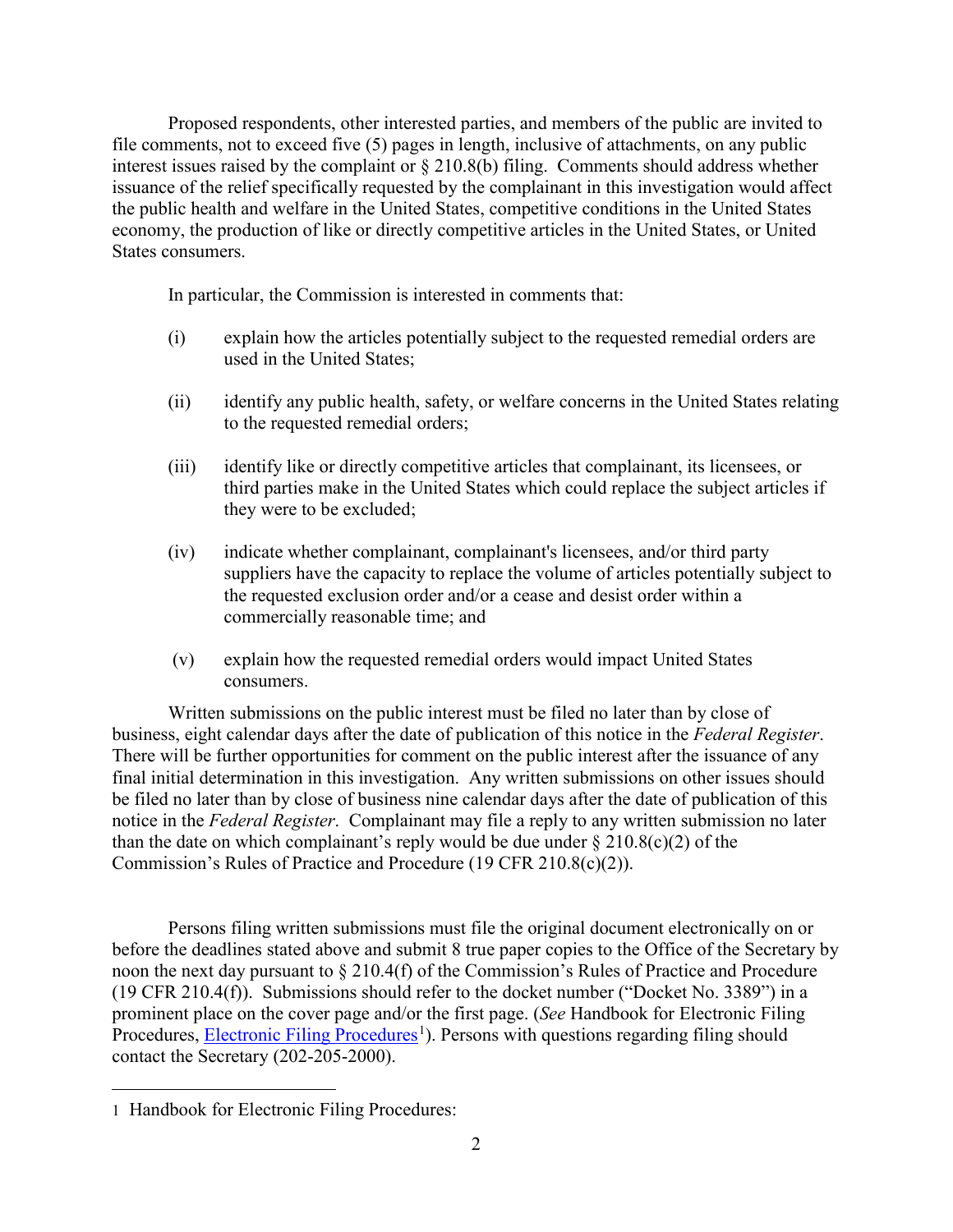Proposed respondents, other interested parties, and members of the public are invited to file comments, not to exceed five (5) pages in length, inclusive of attachments, on any public interest issues raised by the complaint or § 210.8(b) filing. Comments should address whether issuance of the relief specifically requested by the complainant in this investigation would affect the public health and welfare in the United States, competitive conditions in the United States economy, the production of like or directly competitive articles in the United States, or United States consumers.

In particular, the Commission is interested in comments that:

(i) explain how the articles potentially subject to the requested remedial orders are used in the United States;

(ii) identify any public health, safety, or welfare concerns in the United States relating to the requested remedial orders;

(iii) identify like or directly competitive articles that complainant, its licensees, or third parties make in the United States which could replace the subject articles if they were to be excluded;

(iv) indicate whether complainant, complainant's licensees, and/or third party suppliers have the capacity to replace the volume of articles potentially subject to the requested exclusion order and/or a cease and desist order within a commercially reasonable time; and

(v) explain how the requested remedial orders would impact United States consumers.

Written submissions on the public interest must be filed no later than by close of business, eight calendar days after the date of publication of this notice in the *Federal Register*. There will be further opportunities for comment on the public interest after the issuance of any final initial determination in this investigation. Any written submissions on other issues should be filed no later than by close of business nine calendar days after the date of publication of this notice in the *Federal Register*. Complainant may file a reply to any written submission no later than the date on which complainant's reply would be due under § 210.8(c)(2) of the Commission's Rules of Practice and Procedure (19 CFR 210.8(c)(2)).

Persons filing written submissions must file the original document electronically on or before the deadlines stated above and submit 8 true paper copies to the Office of the Secretary by noon the next day pursuant to § 210.4(f) of the Commission's Rules of Practice and Procedure (19 CFR 210.4(f)). Submissions should refer to the docket number ("Docket No. 3389") in a prominent place on the cover page and/or the first page. (*See* Handbook for Electronic Filing Procedures, Electronic Filing Procedures[1]). Persons with questions regarding filing should contact the Secretary (202-205-2000).

---

1 Handbook for Electronic Filing Procedures: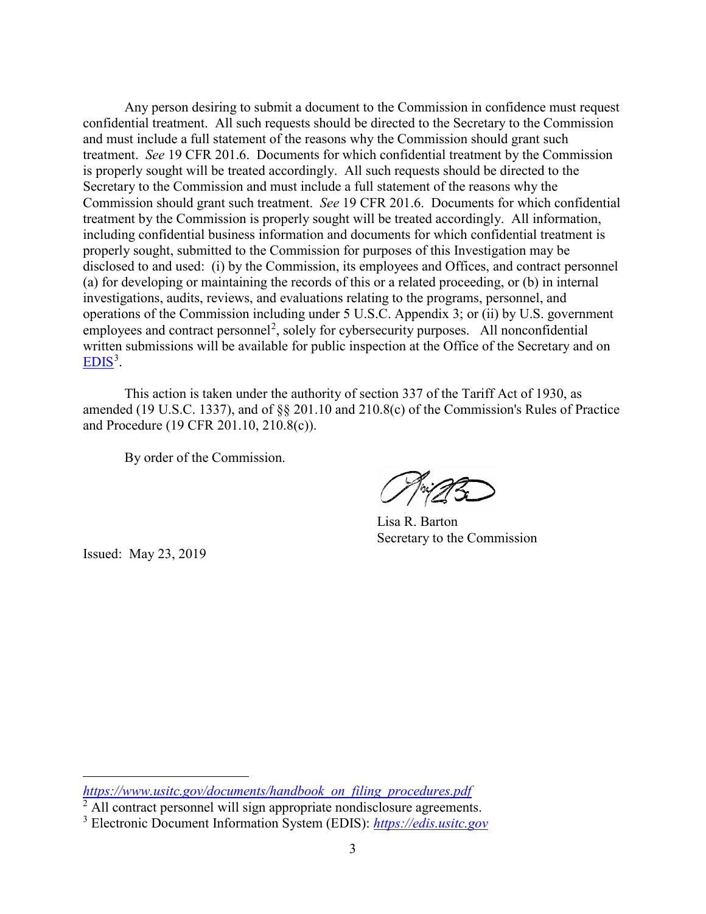Any person desiring to submit a document to the Commission in confidence must request confidential treatment. All such requests should be directed to the Secretary to the Commission and must include a full statement of the reasons why the Commission should grant such treatment. *See* 19 CFR 201.6. Documents for which confidential treatment by the Commission is properly sought will be treated accordingly. All such requests should be directed to the Secretary to the Commission and must include a full statement of the reasons why the Commission should grant such treatment. *See* 19 CFR 201.6. Documents for which confidential treatment by the Commission is properly sought will be treated accordingly. All information, including confidential business information and documents for which confidential treatment is properly sought, submitted to the Commission for purposes of this Investigation may be disclosed to and used: (i) by the Commission, its employees and Offices, and contract personnel (a) for developing or maintaining the records of this or a related proceeding, or (b) in internal investigations, audits, reviews, and evaluations relating to the programs, personnel, and operations of the Commission including under 5 U.S.C. Appendix 3; or (ii) by U.S. government employees and contract personnel[2], solely for cybersecurity purposes. All nonconfidential written submissions will be available for public inspection at the Office of the Secretary and on EDIS[3].

This action is taken under the authority of section 337 of the Tariff Act of 1930, as amended (19 U.S.C. 1337), and of §§ 201.10 and 210.8(c) of the Commission's Rules of Practice and Procedure (19 CFR 201.10, 210.8(c)).

By order of the Commission.

Lisa R. Barton
Secretary to the Commission

Issued: May 23, 2019

---

*https://www.usitc.gov/documents/handbook_on_filing_procedures.pdf*

[2] All contract personnel will sign appropriate nondisclosure agreements.

[3] Electronic Document Information System (EDIS): *https://edis.usitc.gov*